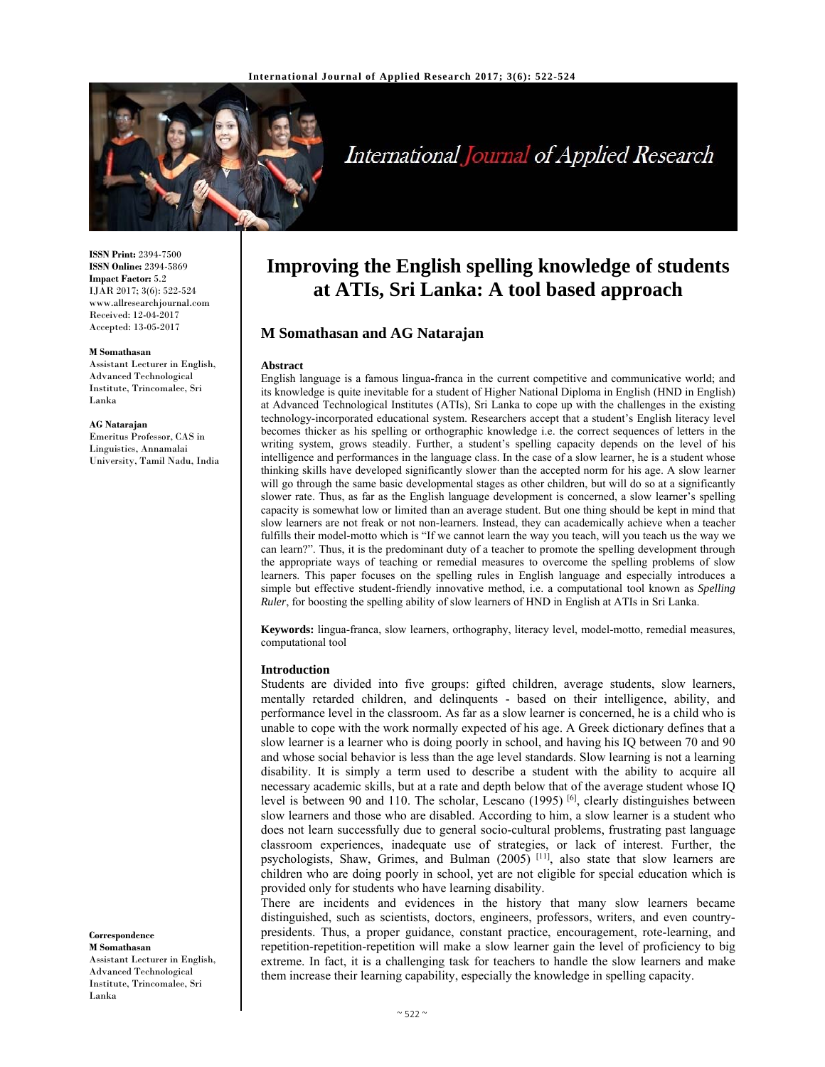ISSN Print: 2394-7500
ISSN Online: 2394-5869
Impact Factor: 5.2
IJAR 2017; 3(6): 522-524
www.allresearchjournal.com
Received: 12-04-2017
Accepted: 13-05-2017

**M Somathasan**
Assistant Lecturer in English, Advanced Technological Institute, Trincomalee, Sri Lanka

**AG Natarajan**
Emeritus Professor, CAS in Linguistics, Annamalai University, Tamil Nadu, India

**Correspondence**
**M Somathasan**
Assistant Lecturer in English, Advanced Technological Institute, Trincomalee, Sri Lanka

# Improving the English spelling knowledge of students at ATIs, Sri Lanka: A tool based approach

## M Somathasan and AG Natarajan

### Abstract

English language is a famous lingua-franca in the current competitive and communicative world; and its knowledge is quite inevitable for a student of Higher National Diploma in English (HND in English) at Advanced Technological Institutes (ATIs), Sri Lanka to cope up with the challenges in the existing technology-incorporated educational system. Researchers accept that a student's English literacy level becomes thicker as his spelling or orthographic knowledge i.e. the correct sequences of letters in the writing system, grows steadily. Further, a student's spelling capacity depends on the level of his intelligence and performances in the language class. In the case of a slow learner, he is a student whose thinking skills have developed significantly slower than the accepted norm for his age. A slow learner will go through the same basic developmental stages as other children, but will do so at a significantly slower rate. Thus, as far as the English language development is concerned, a slow learner's spelling capacity is somewhat low or limited than an average student. But one thing should be kept in mind that slow learners are not freak or not non-learners. Instead, they can academically achieve when a teacher fulfills their model-motto which is "If we cannot learn the way you teach, will you teach us the way we can learn?". Thus, it is the predominant duty of a teacher to promote the spelling development through the appropriate ways of teaching or remedial measures to overcome the spelling problems of slow learners. This paper focuses on the spelling rules in English language and especially introduces a simple but effective student-friendly innovative method, i.e. a computational tool known as *Spelling Ruler*, for boosting the spelling ability of slow learners of HND in English at ATIs in Sri Lanka.

**Keywords:** lingua-franca, slow learners, orthography, literacy level, model-motto, remedial measures, computational tool

### Introduction

Students are divided into five groups: gifted children, average students, slow learners, mentally retarded children, and delinquents - based on their intelligence, ability, and performance level in the classroom. As far as a slow learner is concerned, he is a child who is unable to cope with the work normally expected of his age. A Greek dictionary defines that a slow learner is a learner who is doing poorly in school, and having his IQ between 70 and 90 and whose social behavior is less than the age level standards. Slow learning is not a learning disability. It is simply a term used to describe a student with the ability to acquire all necessary academic skills, but at a rate and depth below that of the average student whose IQ level is between 90 and 110. The scholar, Lescano (1995) [6], clearly distinguishes between slow learners and those who are disabled. According to him, a slow learner is a student who does not learn successfully due to general socio-cultural problems, frustrating past language classroom experiences, inadequate use of strategies, or lack of interest. Further, the psychologists, Shaw, Grimes, and Bulman (2005) [11], also state that slow learners are children who are doing poorly in school, yet are not eligible for special education which is provided only for students who have learning disability.

There are incidents and evidences in the history that many slow learners became distinguished, such as scientists, doctors, engineers, professors, writers, and even country-presidents. Thus, a proper guidance, constant practice, encouragement, rote-learning, and repetition-repetition-repetition will make a slow learner gain the level of proficiency to big extreme. In fact, it is a challenging task for teachers to handle the slow learners and make them increase their learning capability, especially the knowledge in spelling capacity.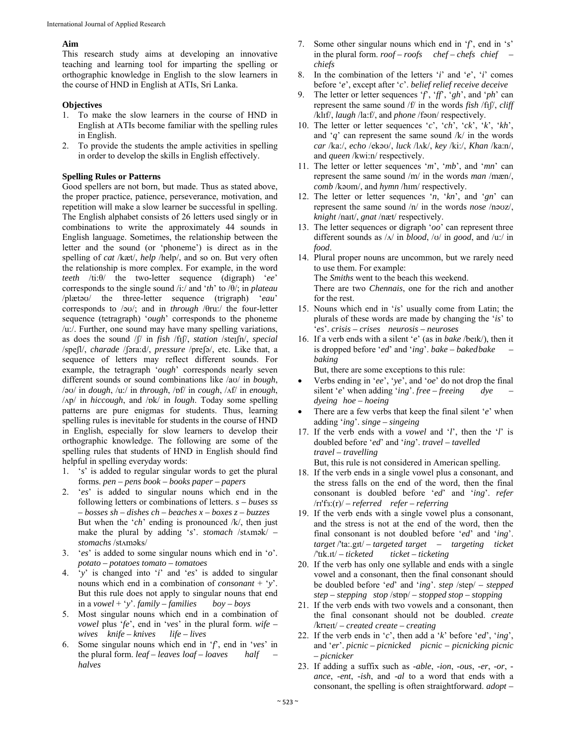### Aim

This research study aims at developing an innovative teaching and learning tool for imparting the spelling or orthographic knowledge in English to the slow learners in the course of HND in English at ATIs, Sri Lanka.

### Objectives

1. To make the slow learners in the course of HND in English at ATIs become familiar with the spelling rules in English.
2. To provide the students the ample activities in spelling in order to develop the skills in English effectively.

### Spelling Rules or Patterns

Good spellers are not born, but made. Thus as stated above, the proper practice, patience, perseverance, motivation, and repetition will make a slow learner be successful in spelling. The English alphabet consists of 26 letters used singly or in combinations to write the approximately 44 sounds in English language. Sometimes, the relationship between the letter and the sound (or 'phoneme') is direct as in the spelling of *cat* /kæt/, *help* /help/, and so on. But very often the relationship is more complex. For example, in the word *teeth* /tiːθ/ the two-letter sequence (digraph) '*ee*' corresponds to the single sound /iː/ and '*th*' to /θ/; in *plateau* /plætəʊ/ the three-letter sequence (trigraph) '*eau*' corresponds to /əʊ/; and in *through* /θruː/ the four-letter sequence (tetragraph) '*ough*' corresponds to the phoneme /uː/. Further, one sound may have many spelling variations, as does the sound /ʃ/ in *fish* /fɪʃ/, *station* /steɪʃn/, *special* /speʃl/, *charade* /ʃəraːd/, *pressure* /preʃə/, etc. Like that, a sequence of letters may reflect different sounds. For example, the tetragraph '*ough*' corresponds nearly seven different sounds or sound combinations like /aʊ/ in *bough*, /əʊ/ in *dough*, /uː/ in *through*, /ɒf/ in *cough*, /ʌf/ in *enough*, /ʌp/ in *hiccough*, and /ɒk/ in *lough*. Today some spelling patterns are pure enigmas for students. Thus, learning spelling rules is inevitable for students in the course of HND in English, especially for slow learners to develop their orthographic knowledge. The following are some of the spelling rules that students of HND in English should find helpful in spelling everyday words:

1. '*s*' is added to regular singular words to get the plural forms. *pen – pens book – books paper – papers*
2. '*es*' is added to singular nouns which end in the following letters or combinations of letters. *s – buses ss – bosses sh – dishes ch – beaches x – boxes z – buzzes*
   But when the '*ch*' ending is pronounced /k/, then just make the plural by adding '*s*'. *stomach* /stʌmək/ – *stomachs* /stʌməks/
3. '*es*' is added to some singular nouns which end in '*o*'. *potato – potatoes tomato – tomatoes*
4. '*y*' is changed into '*i*' and '*es*' is added to singular nouns which end in a combination of *consonant* + '*y*'. But this rule does not apply to singular nouns that end in a *vowel* + '*y*'. *family – families boy – boys*
5. Most singular nouns which end in a combination of *vowel* plus '*fe*', end in '*ves*' in the plural form. *wife – wives knife – knives life – lives*
6. Some singular nouns which end in '*f*', end in '*ves*' in the plural form. *leaf – leaves loaf – loaves half – halves*
7. Some other singular nouns which end in '*f*', end in '*s*' in the plural form. *roof – roofs chef – chefs chief – chiefs*
8. In the combination of the letters '*i*' and '*e*', '*i*' comes before '*e*', except after '*c*'. *belief relief receive deceive*
9. The letter or letter sequences '*f*', '*ff*', '*gh*', and '*ph*' can represent the same sound /f/ in the words *fish* /fɪʃ/, *cliff* /klɪf/, *laugh* /laːf/, and *phone* /fəʊn/ respectively.
10. The letter or letter sequences '*c*', '*ch*', '*ck*', '*k*', '*kh*', and '*q*' can represent the same sound /k/ in the words *car* /kaː/, *echo* /ekəʊ/, *luck* /lʌk/, *key* /kiː/, *Khan* /kaːn/, and *queen* /kwiːn/ respectively.
11. The letter or letter sequences '*m*', '*mb*', and '*mn*' can represent the same sound /m/ in the words *man* /mæn/, *comb* /kəʊm/, and *hymn* /hɪm/ respectively.
12. The letter or letter sequences '*n*', '*kn*', and '*gn*' can represent the same sound /n/ in the words *nose* /nəʊz/, *knight* /naɪt/, *gnat* /næt/ respectively.
13. The letter sequences or digraph '*oo*' can represent three different sounds as /ʌ/ in *blood*, /ʊ/ in *good*, and /uː/ in *food*.
14. Plural proper nouns are uncommon, but we rarely need to use them. For example:
    The *Smiths* went to the beach this weekend.
    There are two *Chennais*, one for the rich and another for the rest.
15. Nouns which end in '*is*' usually come from Latin; the plurals of these words are made by changing the '*is*' to '*es*'. *crisis – crises neurosis – neuroses*
16. If a verb ends with a silent '*e*' (as in *bake* /beɪk/), then it is dropped before '*ed*' and '*ing*'. *bake – baked bake – baking*
    But, there are some exceptions to this rule:
    - Verbs ending in '*ee*', '*ye*', and '*oe*' do not drop the final silent '*e*' when adding '*ing*'. *free – freeing dye – dyeing hoe – hoeing*
    - There are a few verbs that keep the final silent '*e*' when adding '*ing*'. *singe – singeing*
17. If the verb ends with a *vowel* and '*l*', then the '*l*' is doubled before '*ed*' and '*ing*'. *travel – tavelled travel – travelling*
    But, this rule is not considered in American spelling.
18. If the verb ends in a single vowel plus a consonant, and the stress falls on the end of the word, then the final consonant is doubled before '*ed*' and '*ing*'. *refer* /rɪˈfɜː(r)/ – *referred refer – referring*
19. If the verb ends with a single vowel plus a consonant, and the stress is not at the end of the word, then the final consonant is not doubled before '*ed*' and '*ing*'. *target* /ˈtaː.gɪt/ – *targeted target – targeting ticket* /ˈtɪk.ɪt/ – *ticketed ticket – ticketing*
20. If the verb has only one syllable and ends with a single vowel and a consonant, then the final consonant should be doubled before '*ed*' and '*ing*'. *step* /step/ – *stepped step – stepping stop* /stɒp/ – *stopped stop – stopping*
21. If the verb ends with two vowels and a consonant, then the final consonant should not be doubled. *create* /krɪeɪt/ – *created create – creating*
22. If the verb ends in '*c*', then add a '*k*' before '*ed*', '*ing*', and '*er*'. *picnic – picnicked picnic – picnicking picnic – picnicker*
23. If adding a suffix such as *-able*, *-ion*, *-ous*, *-er*, *-or*, *-ance*, *-ent*, *-ish*, and *-al* to a word that ends with a consonant, the spelling is often straightforward. *adopt –*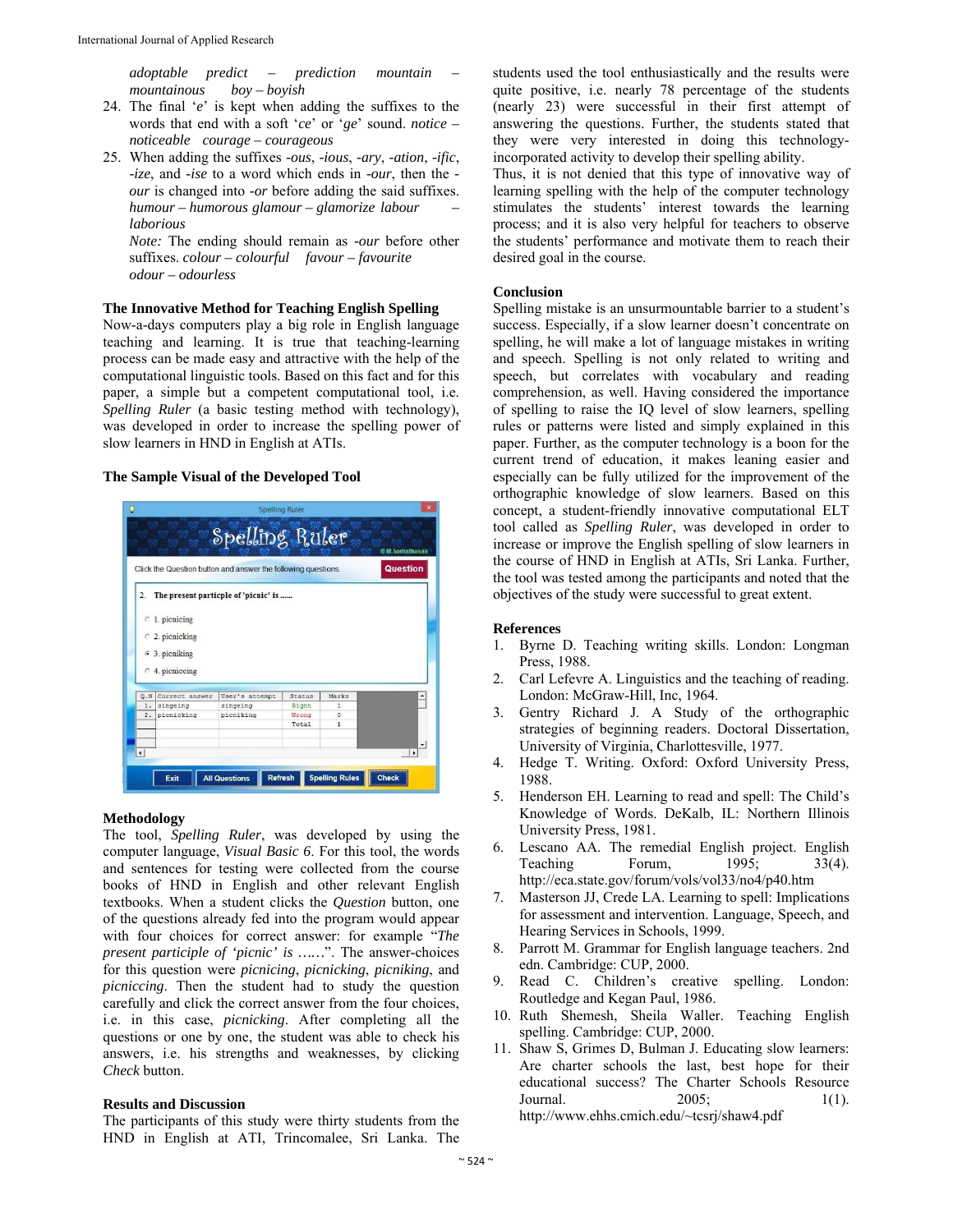*adoptable predict – prediction mountain – mountainous boy – boyish*

24. The final '*e*' is kept when adding the suffixes to the words that end with a soft '*ce*' or '*ge*' sound. *notice – noticeable courage – courageous*
25. When adding the suffixes *-ous*, *-ious*, *-ary*, *-ation*, *-ific*, *-ize*, and *-ise* to a word which ends in *-our*, then the *-our* is changed into *-or* before adding the said suffixes. *humour – humorous glamour – glamorize labour – laborious*

    *Note:* The ending should remain as *-our* before other suffixes. *colour – colourful favour – favourite odour – odourless*

### The Innovative Method for Teaching English Spelling

Now-a-days computers play a big role in English language teaching and learning. It is true that teaching-learning process can be made easy and attractive with the help of the computational linguistic tools. Based on this fact and for this paper, a simple but a competent computational tool, i.e. *Spelling Ruler* (a basic testing method with technology), was developed in order to increase the spelling power of slow learners in HND in English at ATIs.

### The Sample Visual of the Developed Tool

### Methodology

The tool, *Spelling Ruler*, was developed by using the computer language, *Visual Basic 6*. For this tool, the words and sentences for testing were collected from the course books of HND in English and other relevant English textbooks. When a student clicks the *Question* button, one of the questions already fed into the program would appear with four choices for correct answer: for example "*The present participle of 'picnic' is ……*". The answer-choices for this question were *picnicing*, *picnicking*, *picniking*, and *picniccing*. Then the student had to study the question carefully and click the correct answer from the four choices, i.e. in this case, *picnicking*. After completing all the questions or one by one, the student was able to check his answers, i.e. his strengths and weaknesses, by clicking *Check* button.

### Results and Discussion

The participants of this study were thirty students from the HND in English at ATI, Trincomalee, Sri Lanka. The students used the tool enthusiastically and the results were quite positive, i.e. nearly 78 percentage of the students (nearly 23) were successful in their first attempt of answering the questions. Further, the students stated that they were very interested in doing this technology-incorporated activity to develop their spelling ability.

Thus, it is not denied that this type of innovative way of learning spelling with the help of the computer technology stimulates the students' interest towards the learning process; and it is also very helpful for teachers to observe the students' performance and motivate them to reach their desired goal in the course.

### Conclusion

Spelling mistake is an unsurmountable barrier to a student's success. Especially, if a slow learner doesn't concentrate on spelling, he will make a lot of language mistakes in writing and speech. Spelling is not only related to writing and speech, but correlates with vocabulary and reading comprehension, as well. Having considered the importance of spelling to raise the IQ level of slow learners, spelling rules or patterns were listed and simply explained in this paper. Further, as the computer technology is a boon for the current trend of education, it makes leaning easier and especially can be fully utilized for the improvement of the orthographic knowledge of slow learners. Based on this concept, a student-friendly innovative computational ELT tool called as *Spelling Ruler*, was developed in order to increase or improve the English spelling of slow learners in the course of HND in English at ATIs, Sri Lanka. Further, the tool was tested among the participants and noted that the objectives of the study were successful to great extent.

### References

1. Byrne D. Teaching writing skills. London: Longman Press, 1988.
2. Carl Lefevre A. Linguistics and the teaching of reading. London: McGraw-Hill, Inc, 1964.
3. Gentry Richard J. A Study of the orthographic strategies of beginning readers. Doctoral Dissertation, University of Virginia, Charlottesville, 1977.
4. Hedge T. Writing. Oxford: Oxford University Press, 1988.
5. Henderson EH. Learning to read and spell: The Child's Knowledge of Words. DeKalb, IL: Northern Illinois University Press, 1981.
6. Lescano AA. The remedial English project. English Teaching Forum, 1995; 33(4). http://eca.state.gov/forum/vols/vol33/no4/p40.htm
7. Masterson JJ, Crede LA. Learning to spell: Implications for assessment and intervention. Language, Speech, and Hearing Services in Schools, 1999.
8. Parrott M. Grammar for English language teachers. 2nd edn. Cambridge: CUP, 2000.
9. Read C. Children's creative spelling. London: Routledge and Kegan Paul, 1986.
10. Ruth Shemesh, Sheila Waller. Teaching English spelling. Cambridge: CUP, 2000.
11. Shaw S, Grimes D, Bulman J. Educating slow learners: Are charter schools the last, best hope for their educational success? The Charter Schools Resource Journal. 2005; 1(1). http://www.ehhs.cmich.edu/~tcsrj/shaw4.pdf